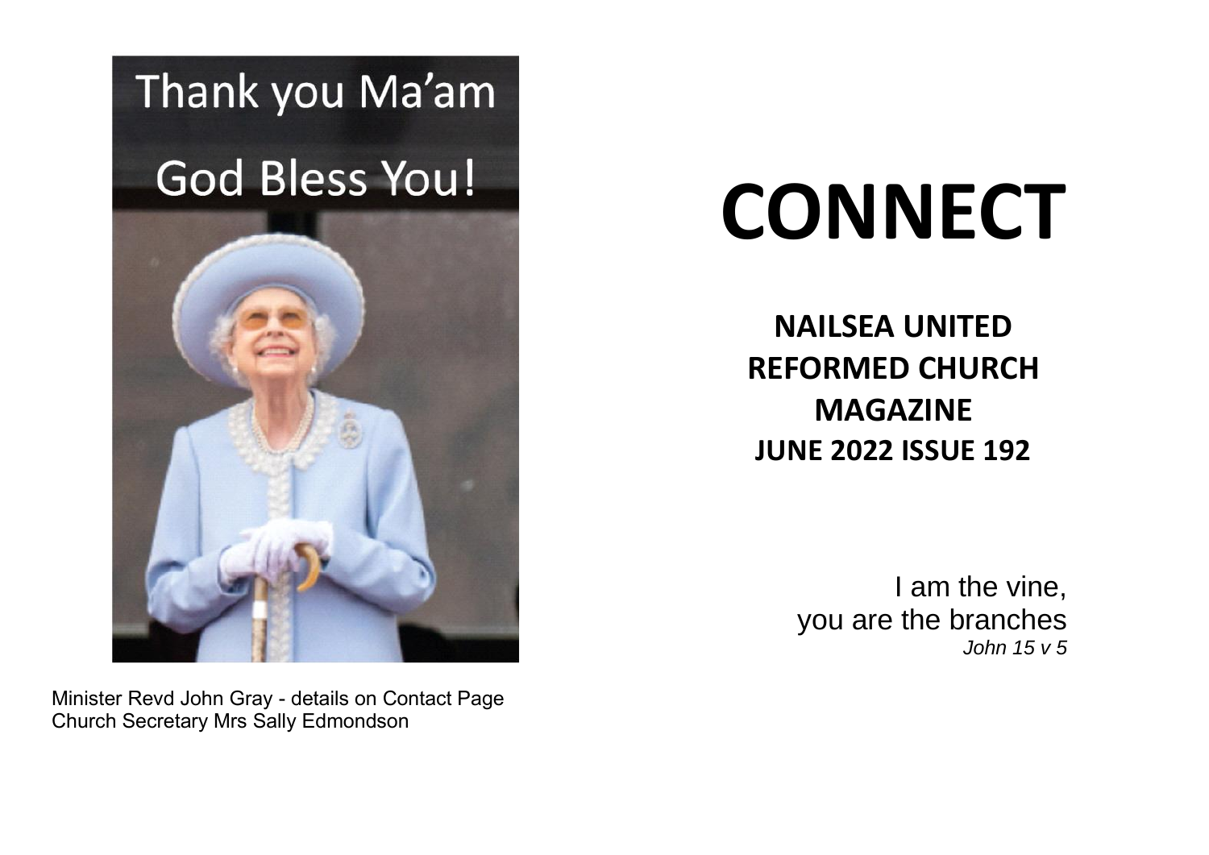Thank you Ma'am

God Bless You!

Minister Revd John Gray - details on Contact Page
Church Secretary Mrs Sally Edmondson

# CONNECT

## NAILSEA UNITED REFORMED CHURCH MAGAZINE

**JUNE 2022 ISSUE 192**

I am the vine,
you are the branches
*John 15 v 5*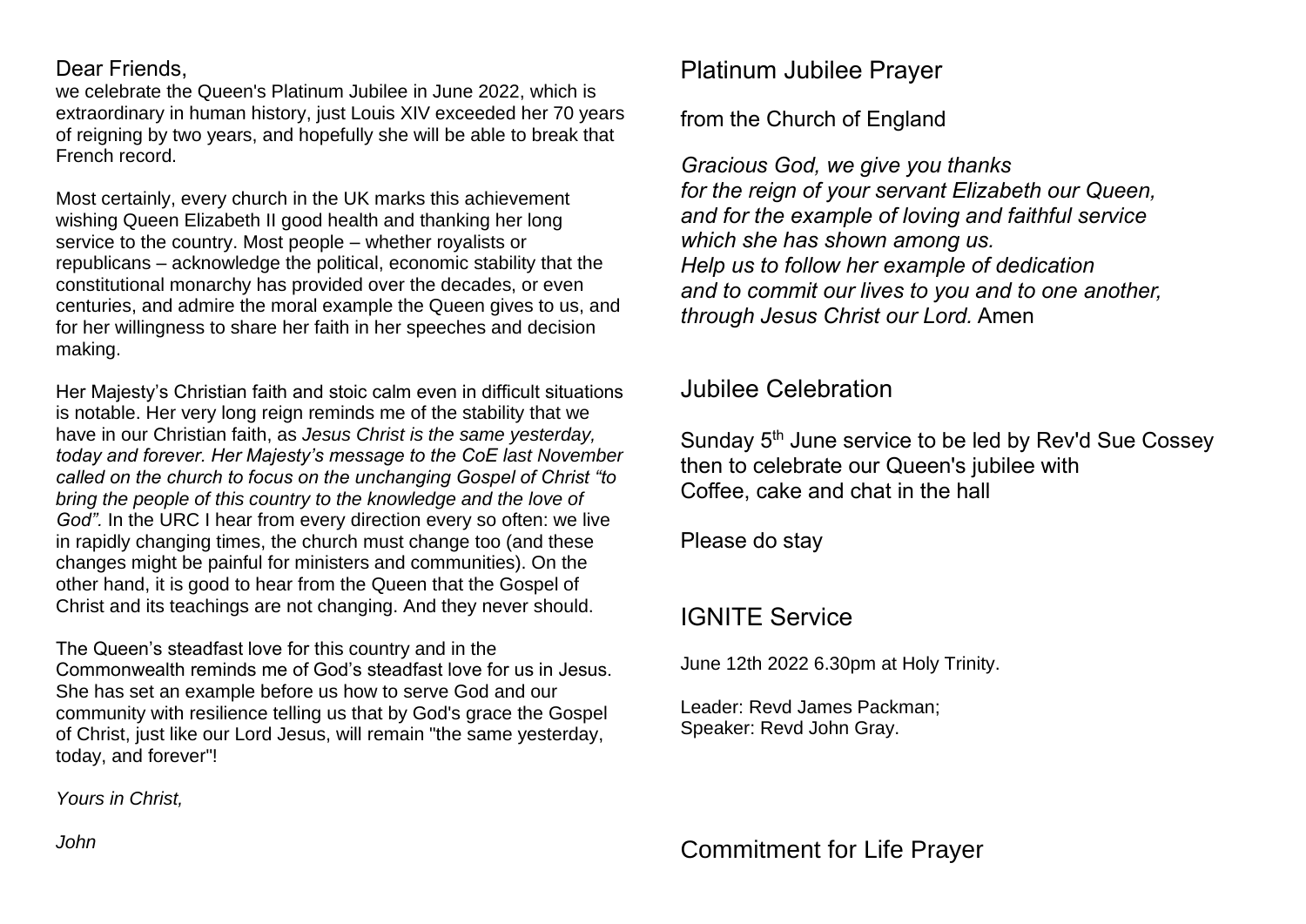Dear Friends,
we celebrate the Queen's Platinum Jubilee in June 2022, which is extraordinary in human history, just Louis XIV exceeded her 70 years of reigning by two years, and hopefully she will be able to break that French record.

Most certainly, every church in the UK marks this achievement wishing Queen Elizabeth II good health and thanking her long service to the country. Most people – whether royalists or republicans – acknowledge the political, economic stability that the constitutional monarchy has provided over the decades, or even centuries, and admire the moral example the Queen gives to us, and for her willingness to share her faith in her speeches and decision making.

Her Majesty's Christian faith and stoic calm even in difficult situations is notable. Her very long reign reminds me of the stability that we have in our Christian faith, as *Jesus Christ is the same yesterday, today and forever. Her Majesty's message to the CoE last November called on the church to focus on the unchanging Gospel of Christ "to bring the people of this country to the knowledge and the love of God".* In the URC I hear from every direction every so often: we live in rapidly changing times, the church must change too (and these changes might be painful for ministers and communities). On the other hand, it is good to hear from the Queen that the Gospel of Christ and its teachings are not changing. And they never should.

The Queen's steadfast love for this country and in the Commonwealth reminds me of God's steadfast love for us in Jesus. She has set an example before us how to serve God and our community with resilience telling us that by God's grace the Gospel of Christ, just like our Lord Jesus, will remain "the same yesterday, today, and forever"!

*Yours in Christ,*

*John*

## Platinum Jubilee Prayer

from the Church of England

*Gracious God, we give you thanks*
*for the reign of your servant Elizabeth our Queen,*
*and for the example of loving and faithful service*
*which she has shown among us.*
*Help us to follow her example of dedication*
*and to commit our lives to you and to one another,*
*through Jesus Christ our Lord.* Amen

## Jubilee Celebration

Sunday 5th June service to be led by Rev'd Sue Cossey
then to celebrate our Queen's jubilee with
Coffee, cake and chat in the hall

Please do stay

## IGNITE Service

June 12th 2022 6.30pm at Holy Trinity.

Leader: Revd James Packman;
Speaker: Revd John Gray.

## Commitment for Life Prayer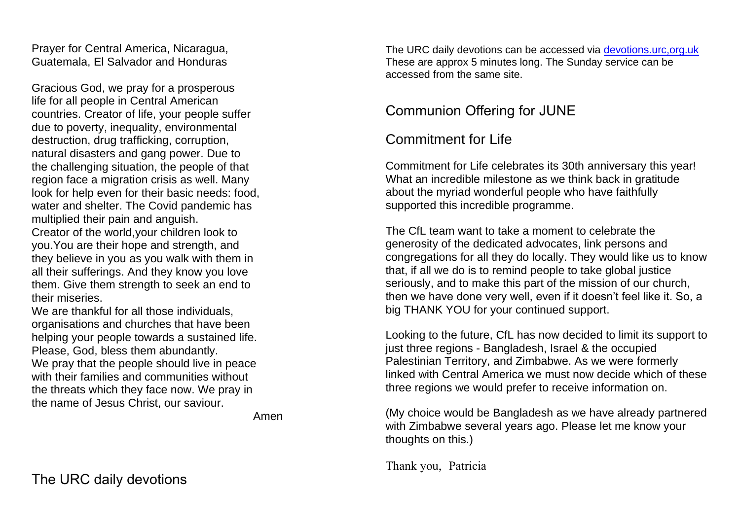Prayer for Central America, Nicaragua, Guatemala, El Salvador and Honduras

Gracious God, we pray for a prosperous life for all people in Central American countries. Creator of life, your people suffer due to poverty, inequality, environmental destruction, drug trafficking, corruption, natural disasters and gang power. Due to the challenging situation, the people of that region face a migration crisis as well. Many look for help even for their basic needs: food, water and shelter. The Covid pandemic has multiplied their pain and anguish.
Creator of the world,your children look to you.You are their hope and strength, and they believe in you as you walk with them in all their sufferings. And they know you love them. Give them strength to seek an end to their miseries.
We are thankful for all those individuals, organisations and churches that have been helping your people towards a sustained life. Please, God, bless them abundantly.
We pray that the people should live in peace with their families and communities without the threats which they face now. We pray in the name of Jesus Christ, our saviour.

Amen

## The URC daily devotions

The URC daily devotions can be accessed via [devotions.urc,org.uk](devotions.urc,org.uk)
These are approx 5 minutes long. The Sunday service can be accessed from the same site.

## Communion Offering for JUNE

## Commitment for Life

Commitment for Life celebrates its 30th anniversary this year! What an incredible milestone as we think back in gratitude about the myriad wonderful people who have faithfully supported this incredible programme.

The CfL team want to take a moment to celebrate the generosity of the dedicated advocates, link persons and congregations for all they do locally. They would like us to know that, if all we do is to remind people to take global justice seriously, and to make this part of the mission of our church, then we have done very well, even if it doesn't feel like it. So, a big THANK YOU for your continued support.

Looking to the future, CfL has now decided to limit its support to just three regions - Bangladesh, Israel & the occupied Palestinian Territory, and Zimbabwe. As we were formerly linked with Central America we must now decide which of these three regions we would prefer to receive information on.

(My choice would be Bangladesh as we have already partnered with Zimbabwe several years ago. Please let me know your thoughts on this.)

Thank you, Patricia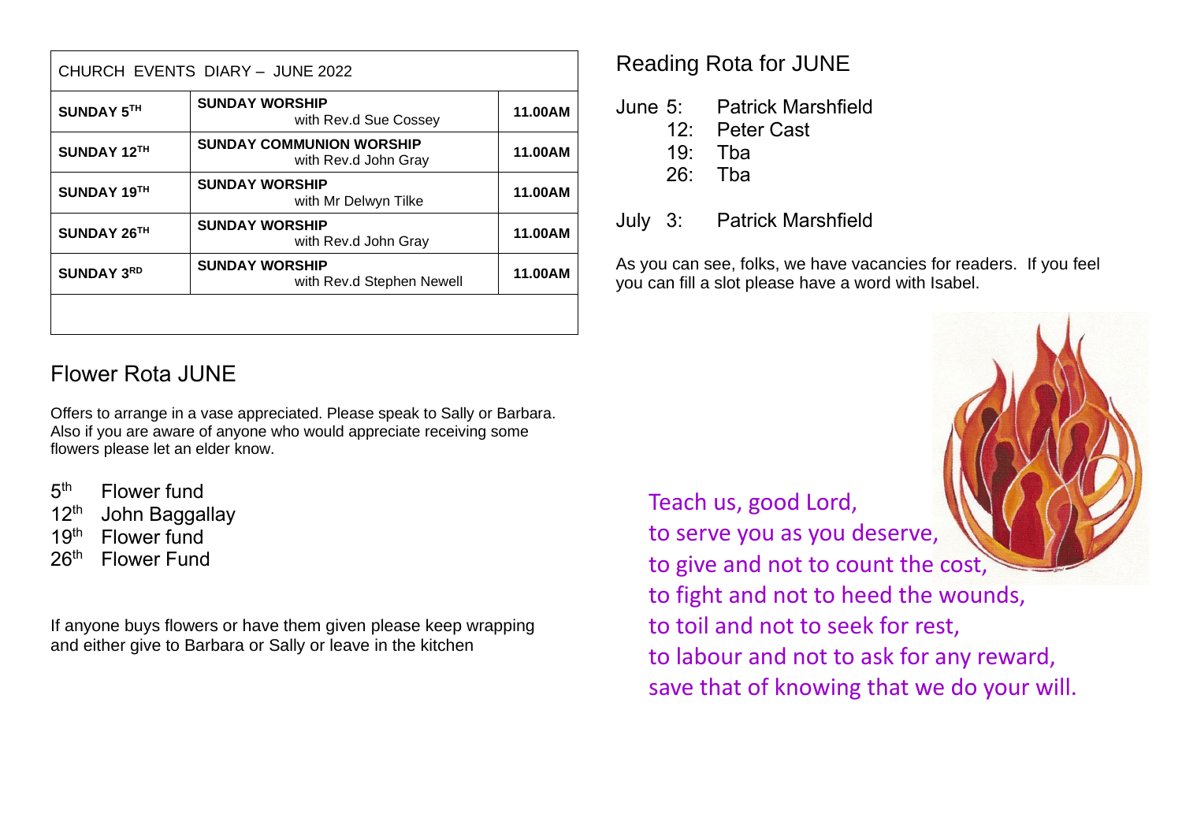| CHURCH EVENTS DIARY – JUNE 2022 | | |
|---|---|---|
| **SUNDAY 5TH** | **SUNDAY WORSHIP** with Rev.d Sue Cossey | **11.00AM** |
| **SUNDAY 12TH** | **SUNDAY COMMUNION WORSHIP** with Rev.d John Gray | **11.00AM** |
| **SUNDAY 19TH** | **SUNDAY WORSHIP** with Mr Delwyn Tilke | **11.00AM** |
| **SUNDAY 26TH** | **SUNDAY WORSHIP** with Rev.d John Gray | **11.00AM** |
| **SUNDAY 3RD** | **SUNDAY WORSHIP** with Rev.d Stephen Newell | **11.00AM** |

## Flower Rota JUNE

Offers to arrange in a vase appreciated. Please speak to Sally or Barbara. Also if you are aware of anyone who would appreciate receiving some flowers please let an elder know.

- 5th Flower fund
- 12th John Baggallay
- 19th Flower fund
- 26th Flower Fund

If anyone buys flowers or have them given please keep wrapping and either give to Barbara or Sally or leave in the kitchen

## Reading Rota for JUNE

June 5: Patrick Marshfield
12: Peter Cast
19: Tba
26: Tba

July 3: Patrick Marshfield

As you can see, folks, we have vacancies for readers. If you feel you can fill a slot please have a word with Isabel.

Teach us, good Lord,
to serve you as you deserve,
to give and not to count the cost,
to fight and not to heed the wounds,
to toil and not to seek for rest,
to labour and not to ask for any reward,
save that of knowing that we do your will.